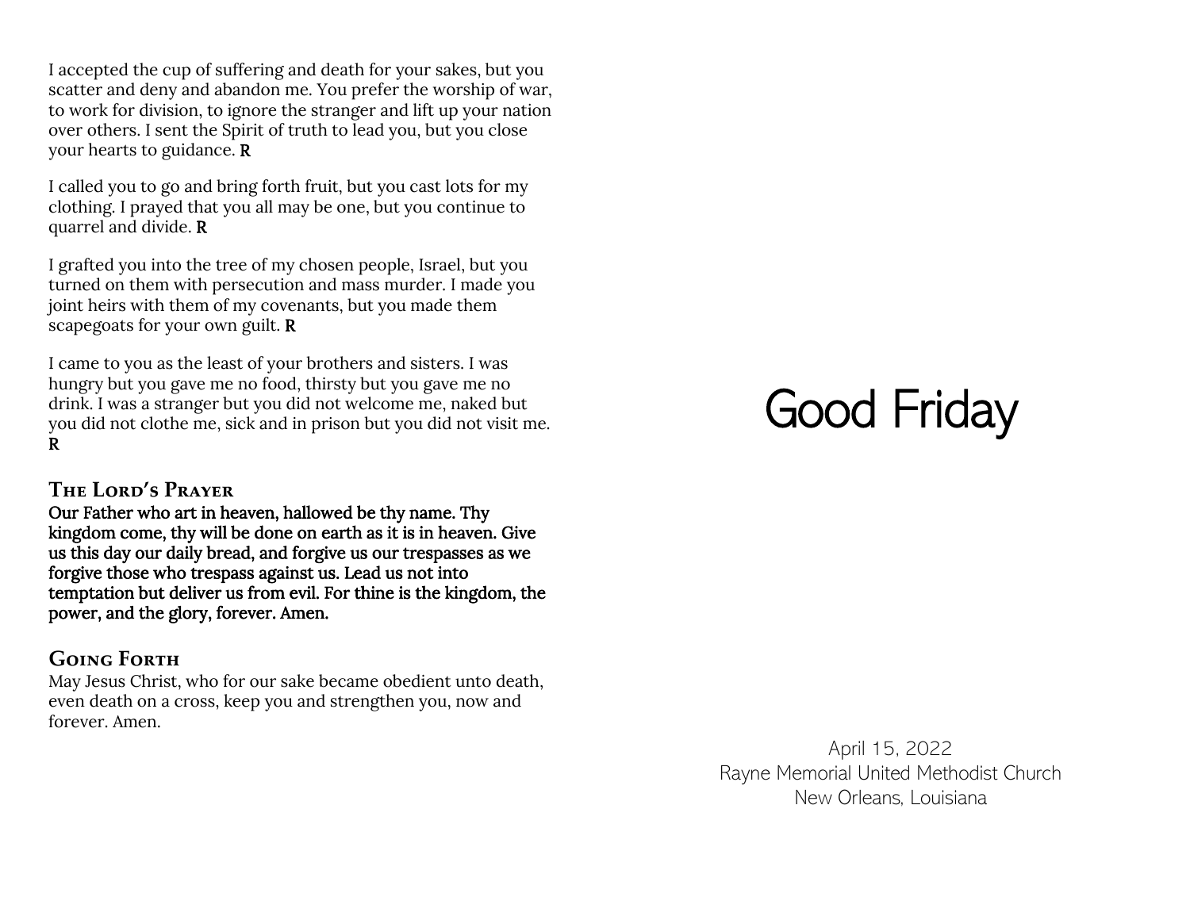I accepted the cup of suffering and death for your sakes, but you scatter and deny and abandon me. You prefer the worship of war, to work for division, to ignore the stranger and lift up your nation over others. I sent the Spirit of truth to lead you, but you close your hearts to guidance. **R**

I called you to go and bring forth fruit, but you cast lots for my clothing. I prayed that you all may be one, but you continue to quarrel and divide. **R**

I grafted you into the tree of my chosen people, Israel, but you turned on them with persecution and mass murder. I made you joint heirs with them of my covenants, but you made them scapegoats for your own guilt. **R**

I came to you as the least of your brothers and sisters. I was hungry but you gave me no food, thirsty but you gave me no drink. I was a stranger but you did not welcome me, naked but you did not clothe me, sick and in prison but you did not visit me. **R**

### The Lord's Prayer

**Our Father who art in heaven, hallowed be thy name. Thy kingdom come, thy will be done on earth as it is in heaven. Give us this day our daily bread, and forgive us our trespasses as we forgive those who trespass against us. Lead us not into temptation but deliver us from evil. For thine is the kingdom, the power, and the glory, forever. Amen.**

### Going Forth

May Jesus Christ, who for our sake became obedient unto death, even death on a cross, keep you and strengthen you, now and forever. Amen.

# Good Friday

April 15, 2022
Rayne Memorial United Methodist Church
New Orleans, Louisiana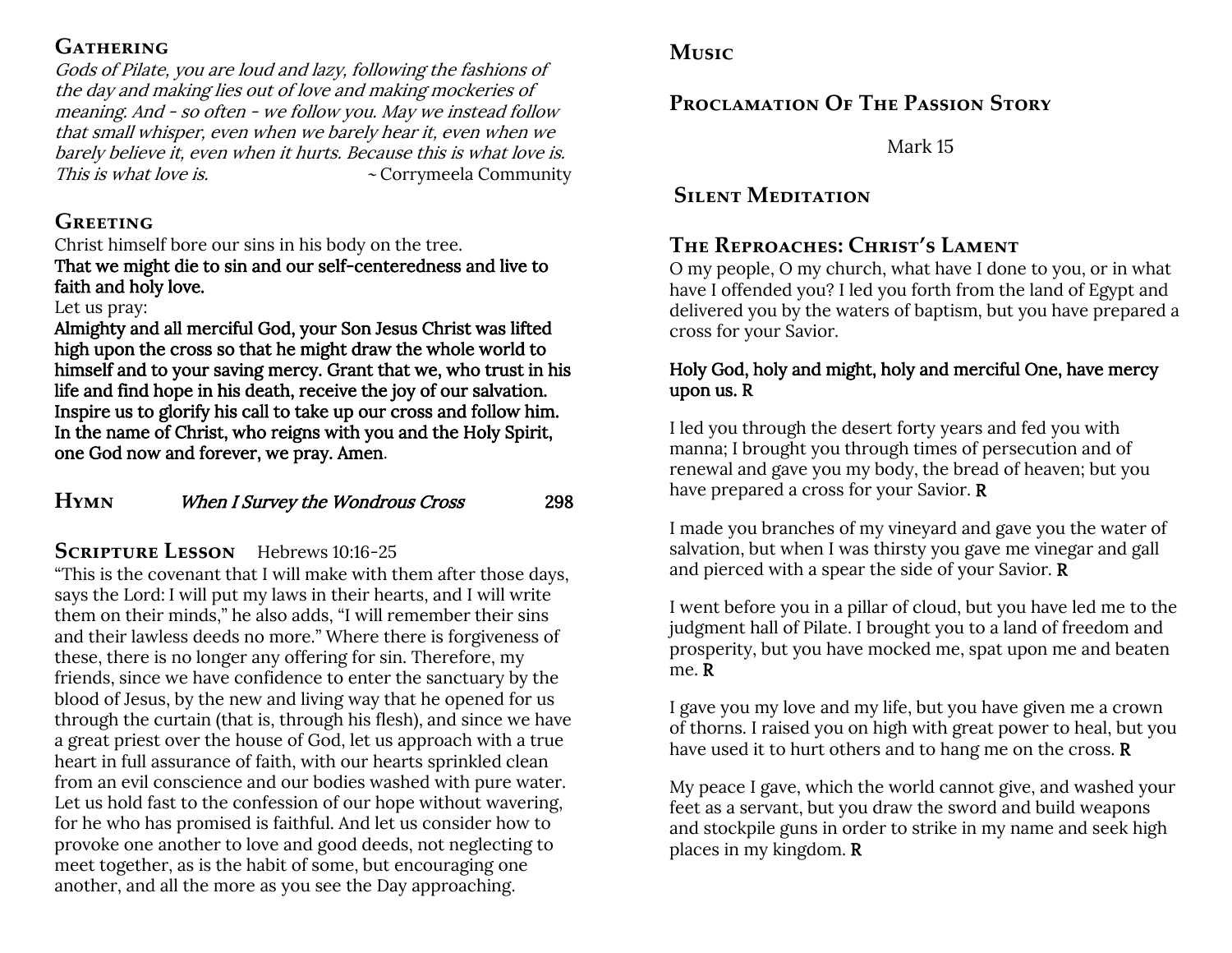## Gathering

*Gods of Pilate, you are loud and lazy, following the fashions of the day and making lies out of love and making mockeries of meaning. And - so often - we follow you. May we instead follow that small whisper, even when we barely hear it, even when we barely believe it, even when it hurts. Because this is what love is. This is what love is.* ~ Corrymeela Community

## Greeting

Christ himself bore our sins in his body on the tree.

**That we might die to sin and our self-centeredness and live to faith and holy love.**

Let us pray:

**Almighty and all merciful God, your Son Jesus Christ was lifted high upon the cross so that he might draw the whole world to himself and to your saving mercy. Grant that we, who trust in his life and find hope in his death, receive the joy of our salvation. Inspire us to glorify his call to take up our cross and follow him. In the name of Christ, who reigns with you and the Holy Spirit, one God now and forever, we pray. Amen**.

## Hymn *When I Survey the Wondrous Cross* 298

## Scripture Lesson Hebrews 10:16-25

"This is the covenant that I will make with them after those days, says the Lord: I will put my laws in their hearts, and I will write them on their minds," he also adds, "I will remember their sins and their lawless deeds no more." Where there is forgiveness of these, there is no longer any offering for sin. Therefore, my friends, since we have confidence to enter the sanctuary by the blood of Jesus, by the new and living way that he opened for us through the curtain (that is, through his flesh), and since we have a great priest over the house of God, let us approach with a true heart in full assurance of faith, with our hearts sprinkled clean from an evil conscience and our bodies washed with pure water. Let us hold fast to the confession of our hope without wavering, for he who has promised is faithful. And let us consider how to provoke one another to love and good deeds, not neglecting to meet together, as is the habit of some, but encouraging one another, and all the more as you see the Day approaching.

## Music

## Proclamation Of The Passion Story

Mark 15

## Silent Meditation

## The Reproaches: Christ's Lament

O my people, O my church, what have I done to you, or in what have I offended you? I led you forth from the land of Egypt and delivered you by the waters of baptism, but you have prepared a cross for your Savior.

**Holy God, holy and might, holy and merciful One, have mercy upon us. R**

I led you through the desert forty years and fed you with manna; I brought you through times of persecution and of renewal and gave you my body, the bread of heaven; but you have prepared a cross for your Savior. **R**

I made you branches of my vineyard and gave you the water of salvation, but when I was thirsty you gave me vinegar and gall and pierced with a spear the side of your Savior. **R**

I went before you in a pillar of cloud, but you have led me to the judgment hall of Pilate. I brought you to a land of freedom and prosperity, but you have mocked me, spat upon me and beaten me. **R**

I gave you my love and my life, but you have given me a crown of thorns. I raised you on high with great power to heal, but you have used it to hurt others and to hang me on the cross. **R**

My peace I gave, which the world cannot give, and washed your feet as a servant, but you draw the sword and build weapons and stockpile guns in order to strike in my name and seek high places in my kingdom. **R**